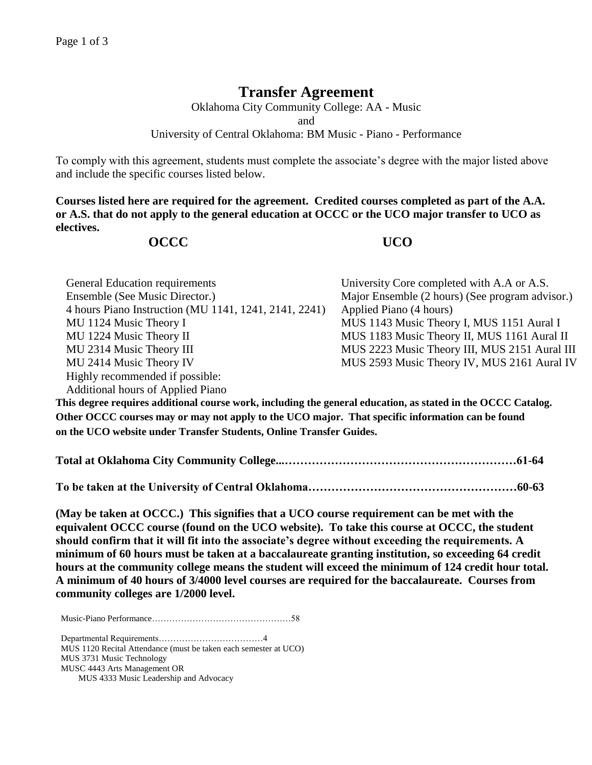# Transfer Agreement

Oklahoma City Community College: AA - Music
and
University of Central Oklahoma: BM Music - Piano - Performance

To comply with this agreement, students must complete the associate's degree with the major listed above and include the specific courses listed below.

**Courses listed here are required for the agreement. Credited courses completed as part of the A.A. or A.S. that do not apply to the general education at OCCC or the UCO major transfer to UCO as electives.**

| OCCC | UCO |
|---|---|
| General Education requirements | University Core completed with A.A or A.S. |
| Ensemble (See Music Director.) | Major Ensemble (2 hours) (See program advisor.) |
| 4 hours Piano Instruction (MU 1141, 1241, 2141, 2241) | Applied Piano (4 hours) |
| MU 1124 Music Theory I | MUS 1143 Music Theory I, MUS 1151 Aural I |
| MU 1224 Music Theory II | MUS 1183 Music Theory II, MUS 1161 Aural II |
| MU 2314 Music Theory III | MUS 2223 Music Theory III, MUS 2151 Aural III |
| MU 2414 Music Theory IV | MUS 2593 Music Theory IV, MUS 2161 Aural IV |
| Highly recommended if possible: | |
| Additional hours of Applied Piano | |

**This degree requires additional course work, including the general education, as stated in the OCCC Catalog. Other OCCC courses may or may not apply to the UCO major. That specific information can be found on the UCO website under Transfer Students, Online Transfer Guides.**

**Total at Oklahoma City Community College...……………………………………………………61-64**

**To be taken at the University of Central Oklahoma………………………………………………60-63**

**(May be taken at OCCC.) This signifies that a UCO course requirement can be met with the equivalent OCCC course (found on the UCO website). To take this course at OCCC, the student should confirm that it will fit into the associate's degree without exceeding the requirements. A minimum of 60 hours must be taken at a baccalaureate granting institution, so exceeding 64 credit hours at the community college means the student will exceed the minimum of 124 credit hour total. A minimum of 40 hours of 3/4000 level courses are required for the baccalaureate. Courses from community colleges are 1/2000 level.**

Music-Piano Performance…………………………………………58

Departmental Requirements………………………………4
MUS 1120 Recital Attendance (must be taken each semester at UCO)
MUS 3731 Music Technology
MUSC 4443 Arts Management OR
  MUS 4333 Music Leadership and Advocacy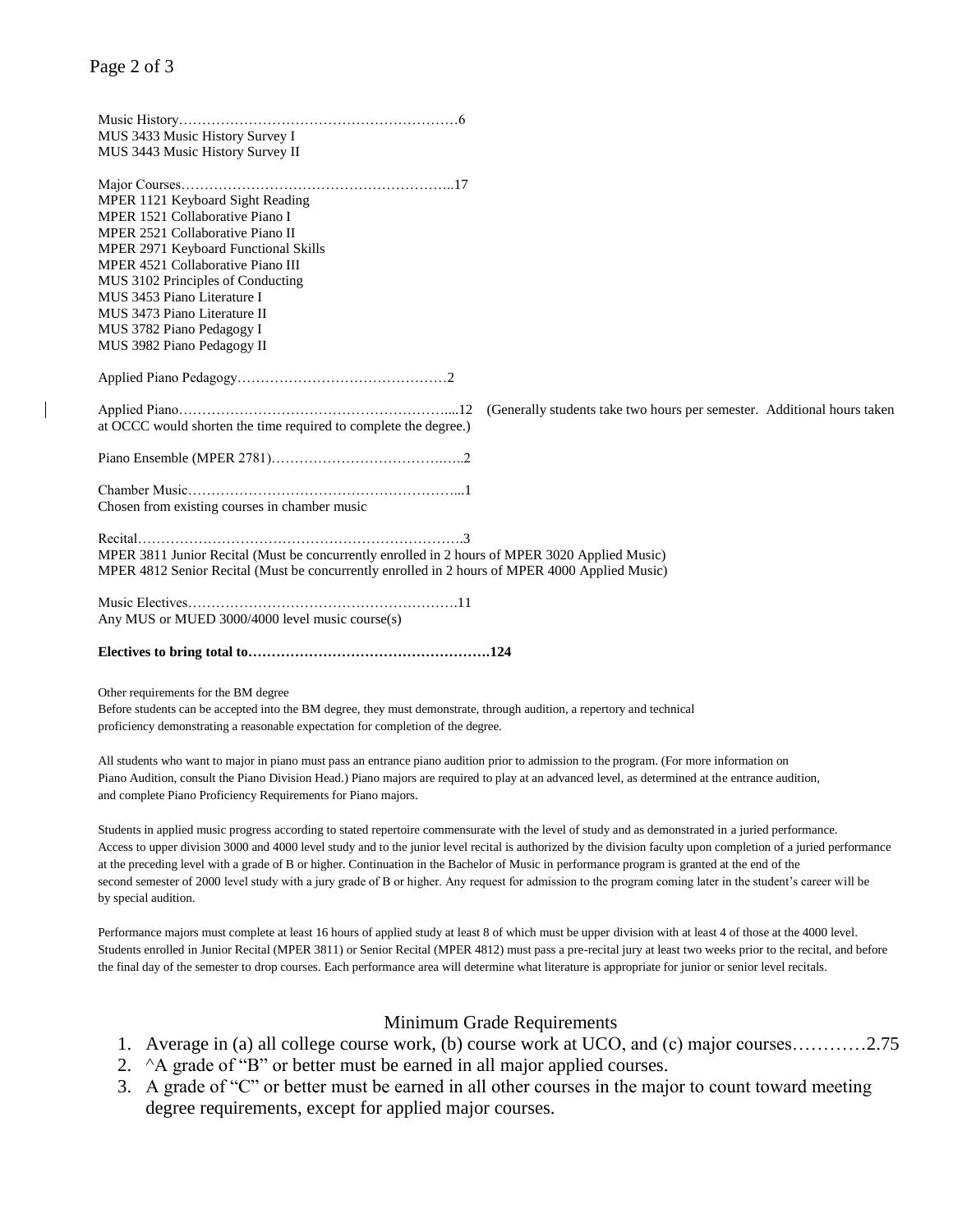Music History……………………………………………………6
MUS 3433 Music History Survey I
MUS 3443 Music History Survey II

Major Courses…………………………………………………..17
MPER 1121 Keyboard Sight Reading
MPER 1521 Collaborative Piano I
MPER 2521 Collaborative Piano II
MPER 2971 Keyboard Functional Skills
MPER 4521 Collaborative Piano III
MUS 3102 Principles of Conducting
MUS 3453 Piano Literature I
MUS 3473 Piano Literature II
MUS 3782 Piano Pedagogy I
MUS 3982 Piano Pedagogy II

Applied Piano Pedagogy………………………………………2

Applied Piano…………………………………………………...12 (Generally students take two hours per semester. Additional hours taken at OCCC would shorten the time required to complete the degree.)

Piano Ensemble (MPER 2781)………………………………..…2

Chamber Music…………………………………………………...1
Chosen from existing courses in chamber music

Recital…………………………………………………………….3
MPER 3811 Junior Recital (Must be concurrently enrolled in 2 hours of MPER 3020 Applied Music)
MPER 4812 Senior Recital (Must be concurrently enrolled in 2 hours of MPER 4000 Applied Music)

Music Electives………………………………………………….11
Any MUS or MUED 3000/4000 level music course(s)

**Electives to bring total to…………………………………………….124**

Other requirements for the BM degree
Before students can be accepted into the BM degree, they must demonstrate, through audition, a repertory and technical proficiency demonstrating a reasonable expectation for completion of the degree.

All students who want to major in piano must pass an entrance piano audition prior to admission to the program. (For more information on Piano Audition, consult the Piano Division Head.) Piano majors are required to play at an advanced level, as determined at the entrance audition, and complete Piano Proficiency Requirements for Piano majors.

Students in applied music progress according to stated repertoire commensurate with the level of study and as demonstrated in a juried performance. Access to upper division 3000 and 4000 level study and to the junior level recital is authorized by the division faculty upon completion of a juried performance at the preceding level with a grade of B or higher. Continuation in the Bachelor of Music in performance program is granted at the end of the second semester of 2000 level study with a jury grade of B or higher. Any request for admission to the program coming later in the student's career will be by special audition.

Performance majors must complete at least 16 hours of applied study at least 8 of which must be upper division with at least 4 of those at the 4000 level. Students enrolled in Junior Recital (MPER 3811) or Senior Recital (MPER 4812) must pass a pre-recital jury at least two weeks prior to the recital, and before the final day of the semester to drop courses. Each performance area will determine what literature is appropriate for junior or senior level recitals.

## Minimum Grade Requirements

1. Average in (a) all college course work, (b) course work at UCO, and (c) major courses…………2.75
2. ^A grade of "B" or better must be earned in all major applied courses.
3. A grade of "C" or better must be earned in all other courses in the major to count toward meeting degree requirements, except for applied major courses.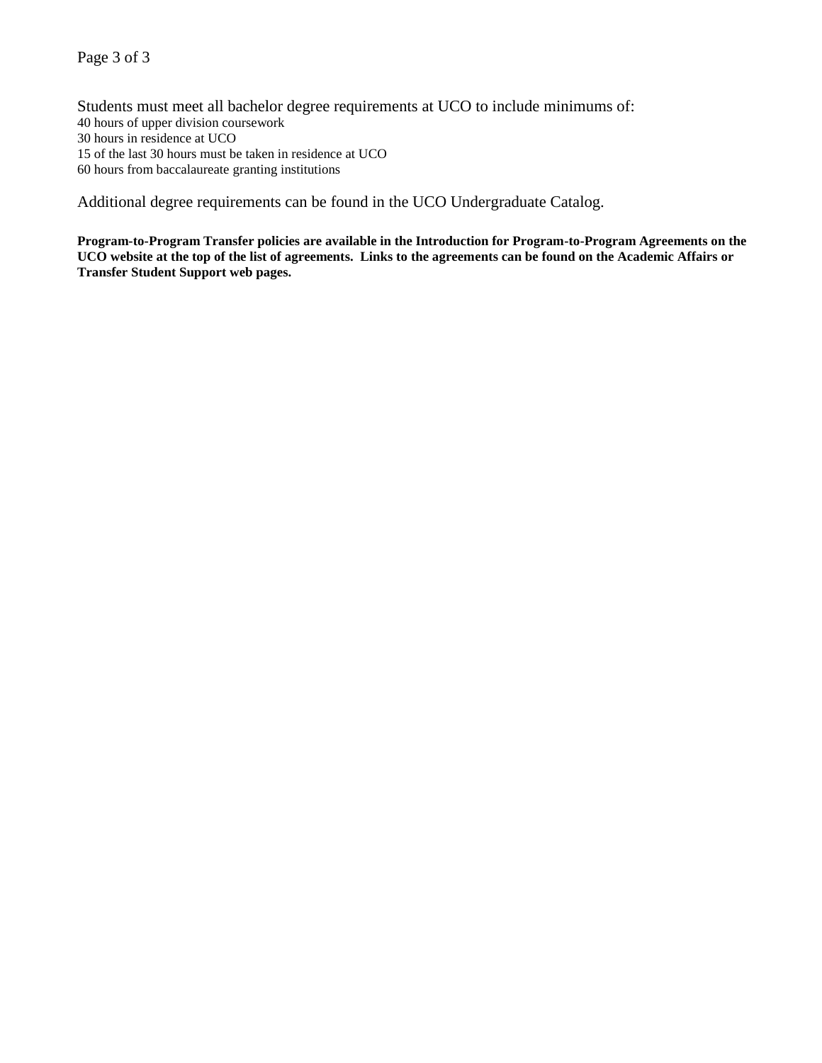Students must meet all bachelor degree requirements at UCO to include minimums of:

40 hours of upper division coursework
30 hours in residence at UCO
15 of the last 30 hours must be taken in residence at UCO
60 hours from baccalaureate granting institutions

Additional degree requirements can be found in the UCO Undergraduate Catalog.

**Program-to-Program Transfer policies are available in the Introduction for Program-to-Program Agreements on the UCO website at the top of the list of agreements. Links to the agreements can be found on the Academic Affairs or Transfer Student Support web pages.**